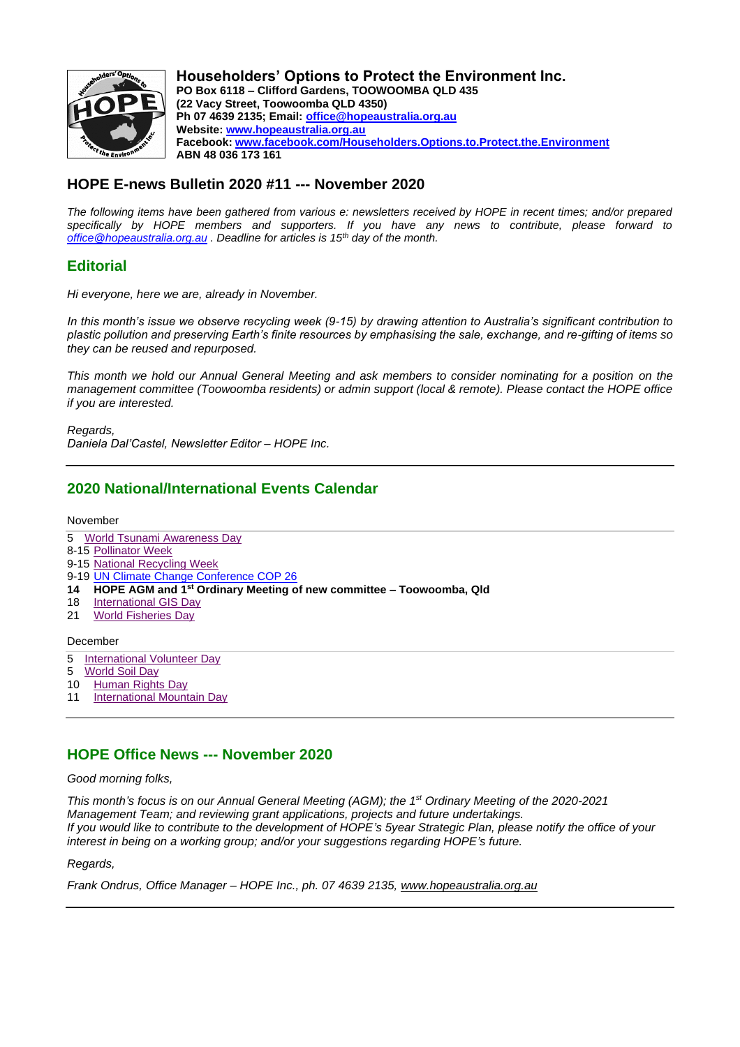# Householders' Options to Protect the Environment Inc.

**PO Box 6118 – Clifford Gardens, TOOWOOMBA QLD 435**
**(22 Vacy Street, Toowoomba QLD 4350)**
**Ph 07 4639 2135; Email: office@hopeaustralia.org.au**
**Website: www.hopeaustralia.org.au**
**Facebook: www.facebook.com/Householders.Options.to.Protect.the.Environment**
**ABN 48 036 173 161**

## HOPE E-news Bulletin 2020 #11 --- November 2020

*The following items have been gathered from various e: newsletters received by HOPE in recent times; and/or prepared specifically by HOPE members and supporters. If you have any news to contribute, please forward to office@hopeaustralia.org.au . Deadline for articles is 15th day of the month.*

## Editorial

*Hi everyone, here we are, already in November.*

*In this month's issue we observe recycling week (9-15) by drawing attention to Australia's significant contribution to plastic pollution and preserving Earth's finite resources by emphasising the sale, exchange, and re-gifting of items so they can be reused and repurposed.*

*This month we hold our Annual General Meeting and ask members to consider nominating for a position on the management committee (Toowoomba residents) or admin support (local & remote). Please contact the HOPE office if you are interested.*

*Regards,*
*Daniela Dal'Castel, Newsletter Editor – HOPE Inc.*

---

## 2020 National/International Events Calendar

November

- 5 World Tsunami Awareness Day
- 8-15 Pollinator Week
- 9-15 National Recycling Week
- 9-19 UN Climate Change Conference COP 26
- **14 HOPE AGM and 1st Ordinary Meeting of new committee – Toowoomba, Qld**
- 18 International GIS Day
- 21 World Fisheries Day

December

- 5 International Volunteer Day
- 5 World Soil Day
- 10 Human Rights Day
- 11 International Mountain Day

---

## HOPE Office News --- November 2020

*Good morning folks,*

*This month's focus is on our Annual General Meeting (AGM); the 1st Ordinary Meeting of the 2020-2021 Management Team; and reviewing grant applications, projects and future undertakings.*
*If you would like to contribute to the development of HOPE's 5year Strategic Plan, please notify the office of your interest in being on a working group; and/or your suggestions regarding HOPE's future.*

*Regards,*

*Frank Ondrus, Office Manager – HOPE Inc., ph. 07 4639 2135, www.hopeaustralia.org.au*

---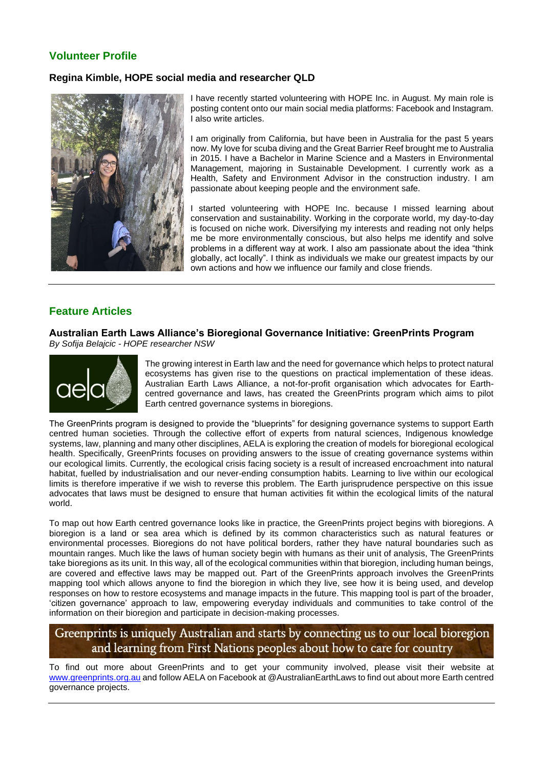## Volunteer Profile

### Regina Kimble, HOPE social media and researcher QLD

I have recently started volunteering with HOPE Inc. in August. My main role is posting content onto our main social media platforms: Facebook and Instagram. I also write articles.

I am originally from California, but have been in Australia for the past 5 years now. My love for scuba diving and the Great Barrier Reef brought me to Australia in 2015. I have a Bachelor in Marine Science and a Masters in Environmental Management, majoring in Sustainable Development. I currently work as a Health, Safety and Environment Advisor in the construction industry. I am passionate about keeping people and the environment safe.

I started volunteering with HOPE Inc. because I missed learning about conservation and sustainability. Working in the corporate world, my day-to-day is focused on niche work. Diversifying my interests and reading not only helps me be more environmentally conscious, but also helps me identify and solve problems in a different way at work. I also am passionate about the idea "think globally, act locally". I think as individuals we make our greatest impacts by our own actions and how we influence our family and close friends.

---

## Feature Articles

### Australian Earth Laws Alliance's Bioregional Governance Initiative: GreenPrints Program

*By Sofija Belajcic - HOPE researcher NSW*

The growing interest in Earth law and the need for governance which helps to protect natural ecosystems has given rise to the questions on practical implementation of these ideas. Australian Earth Laws Alliance, a not-for-profit organisation which advocates for Earth-centred governance and laws, has created the GreenPrints program which aims to pilot Earth centred governance systems in bioregions.

The GreenPrints program is designed to provide the "blueprints" for designing governance systems to support Earth centred human societies. Through the collective effort of experts from natural sciences, Indigenous knowledge systems, law, planning and many other disciplines, AELA is exploring the creation of models for bioregional ecological health. Specifically, GreenPrints focuses on providing answers to the issue of creating governance systems within our ecological limits. Currently, the ecological crisis facing society is a result of increased encroachment into natural habitat, fuelled by industrialisation and our never-ending consumption habits. Learning to live within our ecological limits is therefore imperative if we wish to reverse this problem. The Earth jurisprudence perspective on this issue advocates that laws must be designed to ensure that human activities fit within the ecological limits of the natural world.

To map out how Earth centred governance looks like in practice, the GreenPrints project begins with bioregions. A bioregion is a land or sea area which is defined by its common characteristics such as natural features or environmental processes. Bioregions do not have political borders, rather they have natural boundaries such as mountain ranges. Much like the laws of human society begin with humans as their unit of analysis, The GreenPrints take bioregions as its unit. In this way, all of the ecological communities within that bioregion, including human beings, are covered and effective laws may be mapped out. Part of the GreenPrints approach involves the GreenPrints mapping tool which allows anyone to find the bioregion in which they live, see how it is being used, and develop responses on how to restore ecosystems and manage impacts in the future. This mapping tool is part of the broader, 'citizen governance' approach to law, empowering everyday individuals and communities to take control of the information on their bioregion and participate in decision-making processes.

**Greenprints is uniquely Australian and starts by connecting us to our local bioregion and learning from First Nations peoples about how to care for country**

To find out more about GreenPrints and to get your community involved, please visit their website at www.greenprints.org.au and follow AELA on Facebook at @AustralianEarthLaws to find out about more Earth centred governance projects.

---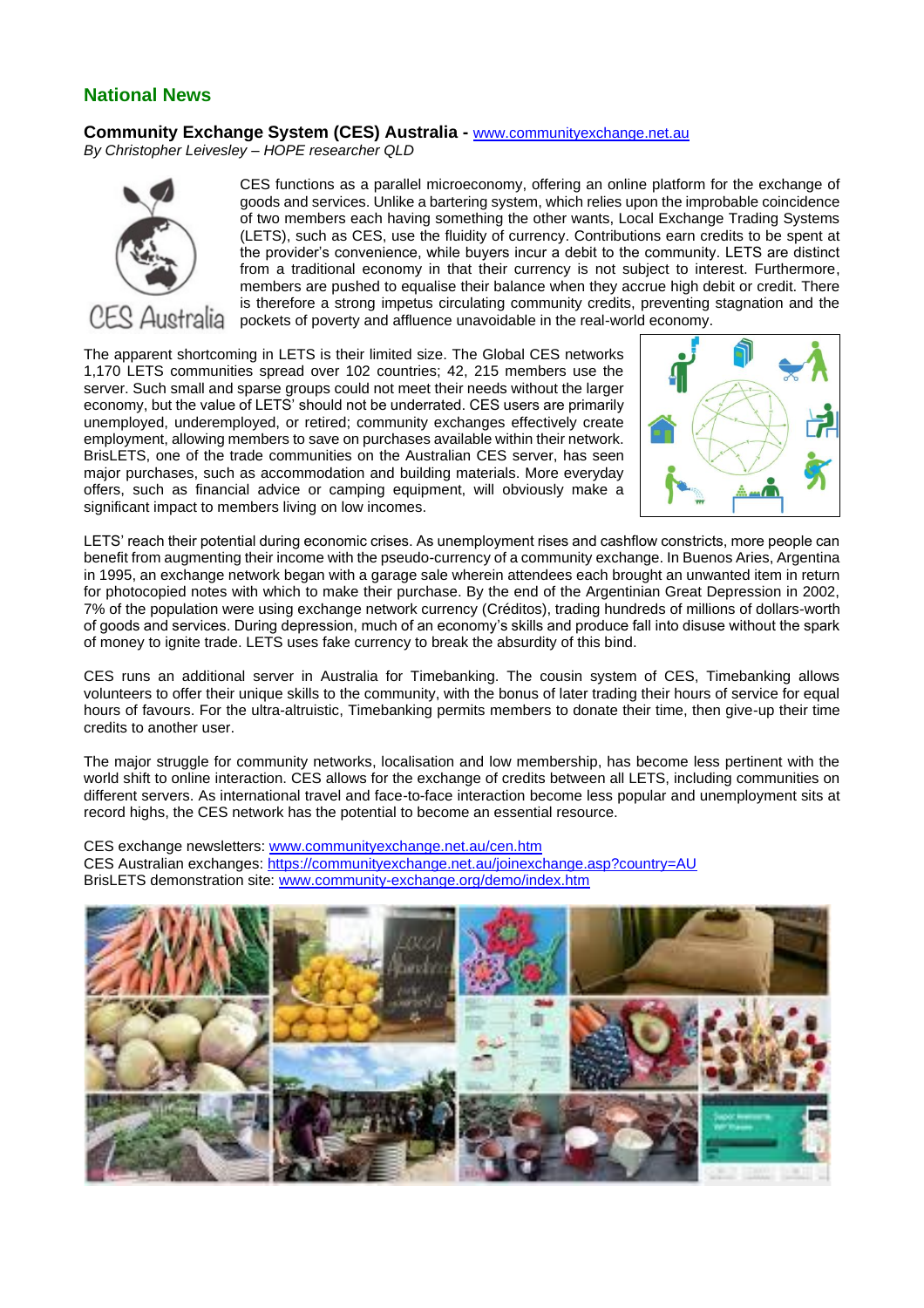## National News

### Community Exchange System (CES) Australia - www.communityexchange.net.au

*By Christopher Leivesley – HOPE researcher QLD*

CES functions as a parallel microeconomy, offering an online platform for the exchange of goods and services. Unlike a bartering system, which relies upon the improbable coincidence of two members each having something the other wants, Local Exchange Trading Systems (LETS), such as CES, use the fluidity of currency. Contributions earn credits to be spent at the provider's convenience, while buyers incur a debit to the community. LETS are distinct from a traditional economy in that their currency is not subject to interest. Furthermore, members are pushed to equalise their balance when they accrue high debit or credit. There is therefore a strong impetus circulating community credits, preventing stagnation and the pockets of poverty and affluence unavoidable in the real-world economy.

The apparent shortcoming in LETS is their limited size. The Global CES networks 1,170 LETS communities spread over 102 countries; 42, 215 members use the server. Such small and sparse groups could not meet their needs without the larger economy, but the value of LETS' should not be underrated. CES users are primarily unemployed, underemployed, or retired; community exchanges effectively create employment, allowing members to save on purchases available within their network. BrisLETS, one of the trade communities on the Australian CES server, has seen major purchases, such as accommodation and building materials. More everyday offers, such as financial advice or camping equipment, will obviously make a significant impact to members living on low incomes.

LETS' reach their potential during economic crises. As unemployment rises and cashflow constricts, more people can benefit from augmenting their income with the pseudo-currency of a community exchange. In Buenos Aries, Argentina in 1995, an exchange network began with a garage sale wherein attendees each brought an unwanted item in return for photocopied notes with which to make their purchase. By the end of the Argentinian Great Depression in 2002, 7% of the population were using exchange network currency (Créditos), trading hundreds of millions of dollars-worth of goods and services. During depression, much of an economy's skills and produce fall into disuse without the spark of money to ignite trade. LETS uses fake currency to break the absurdity of this bind.

CES runs an additional server in Australia for Timebanking. The cousin system of CES, Timebanking allows volunteers to offer their unique skills to the community, with the bonus of later trading their hours of service for equal hours of favours. For the ultra-altruistic, Timebanking permits members to donate their time, then give-up their time credits to another user.

The major struggle for community networks, localisation and low membership, has become less pertinent with the world shift to online interaction. CES allows for the exchange of credits between all LETS, including communities on different servers. As international travel and face-to-face interaction become less popular and unemployment sits at record highs, the CES network has the potential to become an essential resource.

CES exchange newsletters: www.communityexchange.net.au/cen.htm
CES Australian exchanges: https://communityexchange.net.au/joinexchange.asp?country=AU
BrisLETS demonstration site: www.community-exchange.org/demo/index.htm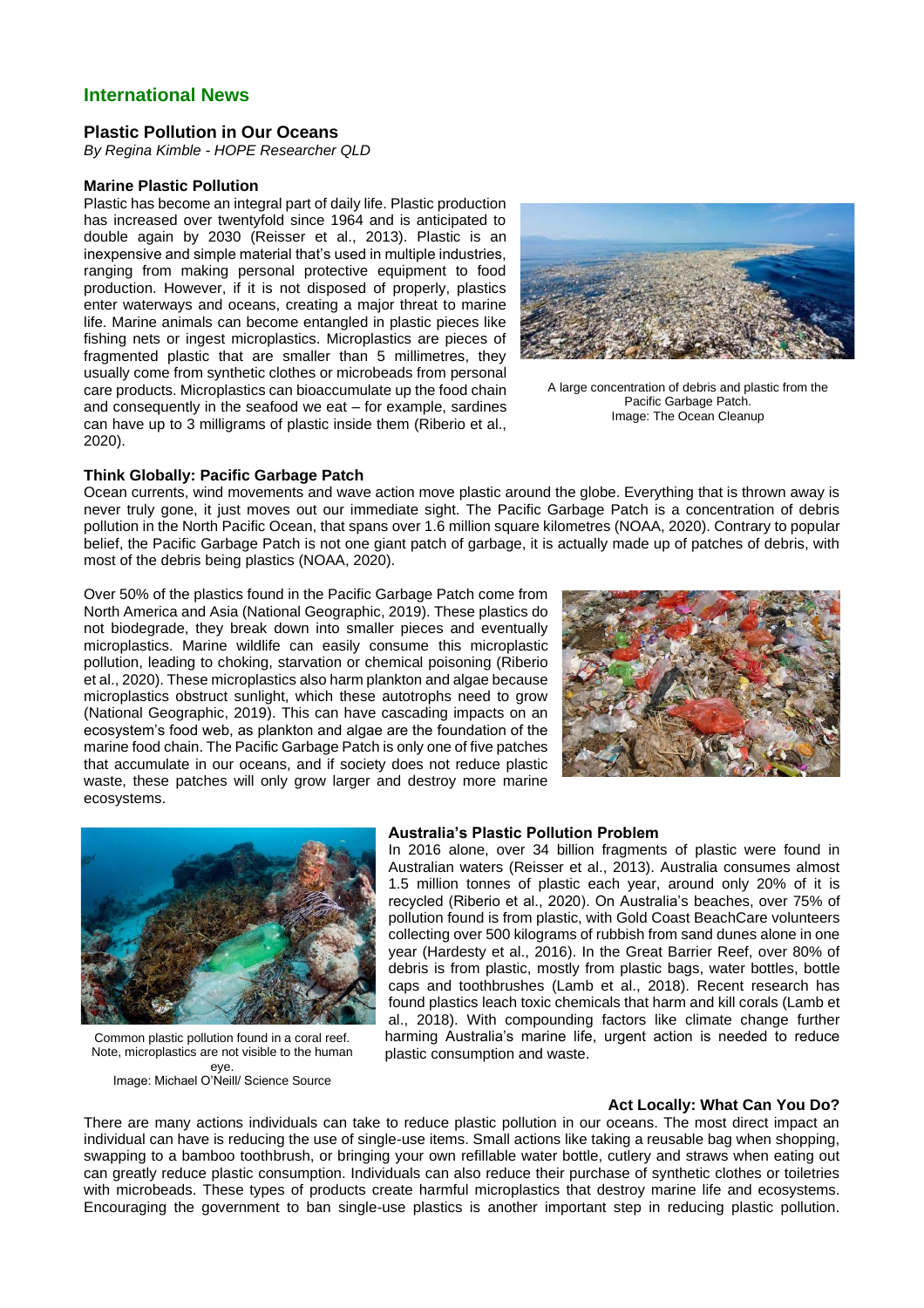## International News

### Plastic Pollution in Our Oceans

*By Regina Kimble - HOPE Researcher QLD*

**Marine Plastic Pollution**

Plastic has become an integral part of daily life. Plastic production has increased over twentyfold since 1964 and is anticipated to double again by 2030 (Reisser et al., 2013). Plastic is an inexpensive and simple material that's used in multiple industries, ranging from making personal protective equipment to food production. However, if it is not disposed of properly, plastics enter waterways and oceans, creating a major threat to marine life. Marine animals can become entangled in plastic pieces like fishing nets or ingest microplastics. Microplastics are pieces of fragmented plastic that are smaller than 5 millimetres, they usually come from synthetic clothes or microbeads from personal care products. Microplastics can bioaccumulate up the food chain and consequently in the seafood we eat – for example, sardines can have up to 3 milligrams of plastic inside them (Riberio et al., 2020).

A large concentration of debris and plastic from the Pacific Garbage Patch.
Image: The Ocean Cleanup

**Think Globally: Pacific Garbage Patch**

Ocean currents, wind movements and wave action move plastic around the globe. Everything that is thrown away is never truly gone, it just moves out our immediate sight. The Pacific Garbage Patch is a concentration of debris pollution in the North Pacific Ocean, that spans over 1.6 million square kilometres (NOAA, 2020). Contrary to popular belief, the Pacific Garbage Patch is not one giant patch of garbage, it is actually made up of patches of debris, with most of the debris being plastics (NOAA, 2020).

Over 50% of the plastics found in the Pacific Garbage Patch come from North America and Asia (National Geographic, 2019). These plastics do not biodegrade, they break down into smaller pieces and eventually microplastics. Marine wildlife can easily consume this microplastic pollution, leading to choking, starvation or chemical poisoning (Riberio et al., 2020). These microplastics also harm plankton and algae because microplastics obstruct sunlight, which these autotrophs need to grow (National Geographic, 2019). This can have cascading impacts on an ecosystem's food web, as plankton and algae are the foundation of the marine food chain. The Pacific Garbage Patch is only one of five patches that accumulate in our oceans, and if society does not reduce plastic waste, these patches will only grow larger and destroy more marine ecosystems.

Common plastic pollution found in a coral reef. Note, microplastics are not visible to the human eye.
Image: Michael O'Neill/ Science Source

**Australia's Plastic Pollution Problem**

In 2016 alone, over 34 billion fragments of plastic were found in Australian waters (Reisser et al., 2013). Australia consumes almost 1.5 million tonnes of plastic each year, around only 20% of it is recycled (Riberio et al., 2020). On Australia's beaches, over 75% of pollution found is from plastic, with Gold Coast BeachCare volunteers collecting over 500 kilograms of rubbish from sand dunes alone in one year (Hardesty et al., 2016). In the Great Barrier Reef, over 80% of debris is from plastic, mostly from plastic bags, water bottles, bottle caps and toothbrushes (Lamb et al., 2018). Recent research has found plastics leach toxic chemicals that harm and kill corals (Lamb et al., 2018). With compounding factors like climate change further harming Australia's marine life, urgent action is needed to reduce plastic consumption and waste.

**Act Locally: What Can You Do?**

There are many actions individuals can take to reduce plastic pollution in our oceans. The most direct impact an individual can have is reducing the use of single-use items. Small actions like taking a reusable bag when shopping, swapping to a bamboo toothbrush, or bringing your own refillable water bottle, cutlery and straws when eating out can greatly reduce plastic consumption. Individuals can also reduce their purchase of synthetic clothes or toiletries with microbeads. These types of products create harmful microplastics that destroy marine life and ecosystems. Encouraging the government to ban single-use plastics is another important step in reducing plastic pollution.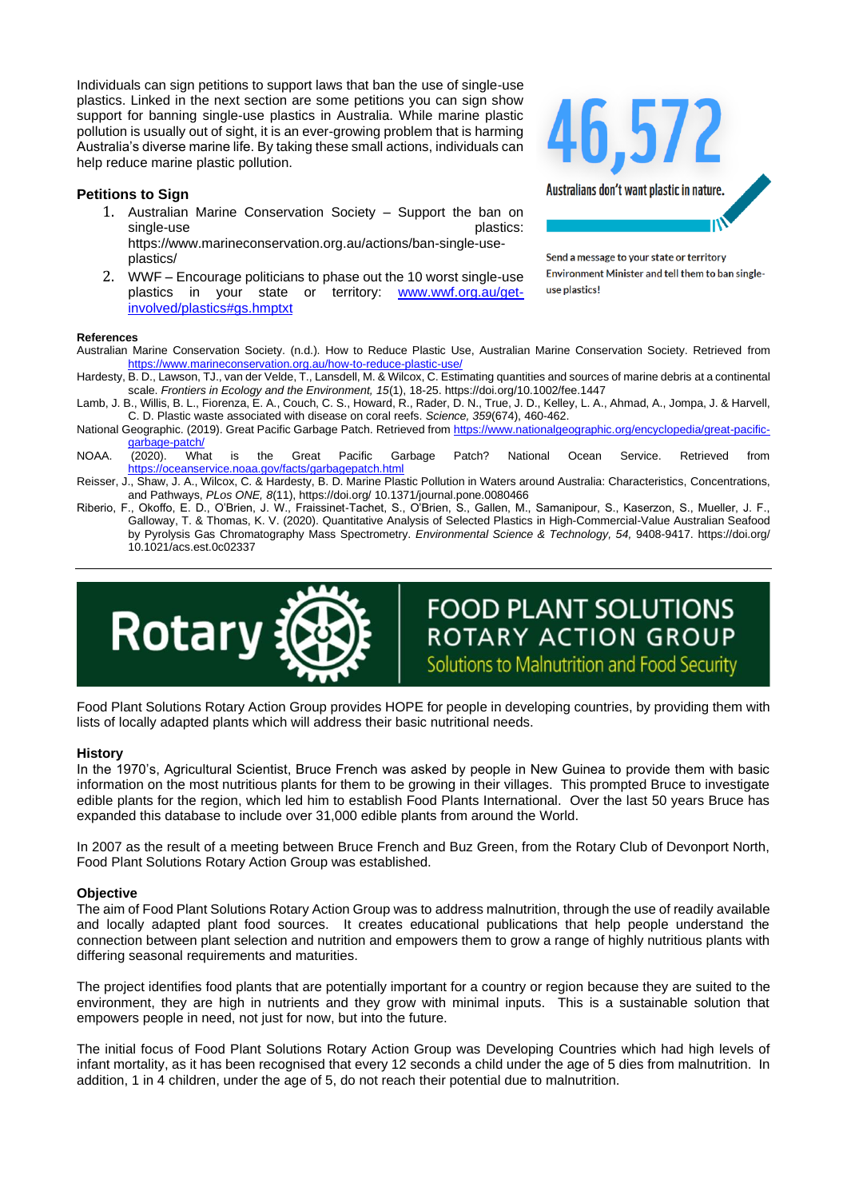Individuals can sign petitions to support laws that ban the use of single-use plastics. Linked in the next section are some petitions you can sign show support for banning single-use plastics in Australia. While marine plastic pollution is usually out of sight, it is an ever-growing problem that is harming Australia's diverse marine life. By taking these small actions, individuals can help reduce marine plastic pollution.

**46,572**

Australians don't want plastic in nature.

Send a message to your state or territory Environment Minister and tell them to ban single-use plastics!

### Petitions to Sign

1. Australian Marine Conservation Society – Support the ban on single-use plastics: https://www.marineconservation.org.au/actions/ban-single-use-plastics/
2. WWF – Encourage politicians to phase out the 10 worst single-use plastics in your state or territory: www.wwf.org.au/get-involved/plastics#gs.hmptxt

#### References

Australian Marine Conservation Society. (n.d.). How to Reduce Plastic Use, Australian Marine Conservation Society. Retrieved from https://www.marineconservation.org.au/how-to-reduce-plastic-use/

Hardesty, B. D., Lawson, TJ., van der Velde, T., Lansdell, M. & Wilcox, C. Estimating quantities and sources of marine debris at a continental scale. *Frontiers in Ecology and the Environment, 15*(1), 18-25. https://doi.org/10.1002/fee.1447

Lamb, J. B., Willis, B. L., Fiorenza, E. A., Couch, C. S., Howard, R., Rader, D. N., True, J. D., Kelley, L. A., Ahmad, A., Jompa, J. & Harvell, C. D. Plastic waste associated with disease on coral reefs. *Science, 359*(674), 460-462.

National Geographic. (2019). Great Pacific Garbage Patch. Retrieved from https://www.nationalgeographic.org/encyclopedia/great-pacific-garbage-patch/

NOAA. (2020). What is the Great Pacific Garbage Patch? National Ocean Service. Retrieved from https://oceanservice.noaa.gov/facts/garbagepatch.html

Reisser, J., Shaw, J. A., Wilcox, C. & Hardesty, B. D. Marine Plastic Pollution in Waters around Australia: Characteristics, Concentrations, and Pathways, *PLos ONE, 8*(11), https://doi.org/ 10.1371/journal.pone.0080466

Riberio, F., Okoffo, E. D., O'Brien, J. W., Fraissinet-Tachet, S., O'Brien, S., Gallen, M., Samanipour, S., Kaserzon, S., Mueller, J. F., Galloway, T. & Thomas, K. V. (2020). Quantitative Analysis of Selected Plastics in High-Commercial-Value Australian Seafood by Pyrolysis Gas Chromatography Mass Spectrometry. *Environmental Science & Technology, 54,* 9408-9417. https://doi.org/ 10.1021/acs.est.0c02337

---

**Rotary** | **FOOD PLANT SOLUTIONS ROTARY ACTION GROUP**

Solutions to Malnutrition and Food Security

Food Plant Solutions Rotary Action Group provides HOPE for people in developing countries, by providing them with lists of locally adapted plants which will address their basic nutritional needs.

#### History

In the 1970's, Agricultural Scientist, Bruce French was asked by people in New Guinea to provide them with basic information on the most nutritious plants for them to be growing in their villages. This prompted Bruce to investigate edible plants for the region, which led him to establish Food Plants International. Over the last 50 years Bruce has expanded this database to include over 31,000 edible plants from around the World.

In 2007 as the result of a meeting between Bruce French and Buz Green, from the Rotary Club of Devonport North, Food Plant Solutions Rotary Action Group was established.

#### Objective

The aim of Food Plant Solutions Rotary Action Group was to address malnutrition, through the use of readily available and locally adapted plant food sources. It creates educational publications that help people understand the connection between plant selection and nutrition and empowers them to grow a range of highly nutritious plants with differing seasonal requirements and maturities.

The project identifies food plants that are potentially important for a country or region because they are suited to the environment, they are high in nutrients and they grow with minimal inputs. This is a sustainable solution that empowers people in need, not just for now, but into the future.

The initial focus of Food Plant Solutions Rotary Action Group was Developing Countries which had high levels of infant mortality, as it has been recognised that every 12 seconds a child under the age of 5 dies from malnutrition. In addition, 1 in 4 children, under the age of 5, do not reach their potential due to malnutrition.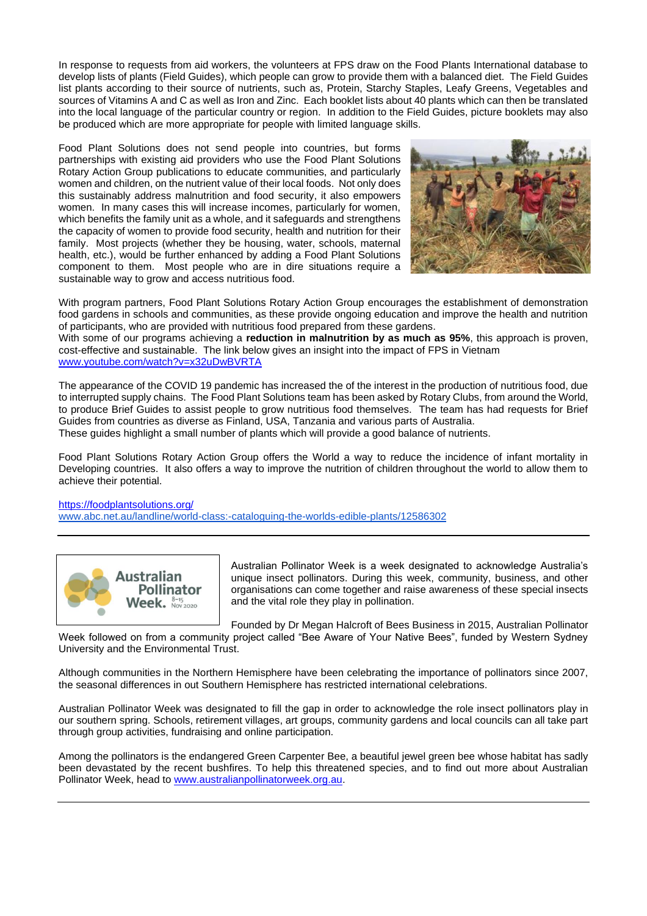In response to requests from aid workers, the volunteers at FPS draw on the Food Plants International database to develop lists of plants (Field Guides), which people can grow to provide them with a balanced diet. The Field Guides list plants according to their source of nutrients, such as, Protein, Starchy Staples, Leafy Greens, Vegetables and sources of Vitamins A and C as well as Iron and Zinc. Each booklet lists about 40 plants which can then be translated into the local language of the particular country or region. In addition to the Field Guides, picture booklets may also be produced which are more appropriate for people with limited language skills.

Food Plant Solutions does not send people into countries, but forms partnerships with existing aid providers who use the Food Plant Solutions Rotary Action Group publications to educate communities, and particularly women and children, on the nutrient value of their local foods. Not only does this sustainably address malnutrition and food security, it also empowers women. In many cases this will increase incomes, particularly for women, which benefits the family unit as a whole, and it safeguards and strengthens the capacity of women to provide food security, health and nutrition for their family. Most projects (whether they be housing, water, schools, maternal health, etc.), would be further enhanced by adding a Food Plant Solutions component to them. Most people who are in dire situations require a sustainable way to grow and access nutritious food.

With program partners, Food Plant Solutions Rotary Action Group encourages the establishment of demonstration food gardens in schools and communities, as these provide ongoing education and improve the health and nutrition of participants, who are provided with nutritious food prepared from these gardens.
With some of our programs achieving a **reduction in malnutrition by as much as 95%**, this approach is proven, cost-effective and sustainable. The link below gives an insight into the impact of FPS in Vietnam
www.youtube.com/watch?v=x32uDwBVRTA

The appearance of the COVID 19 pandemic has increased the of the interest in the production of nutritious food, due to interrupted supply chains. The Food Plant Solutions team has been asked by Rotary Clubs, from around the World, to produce Brief Guides to assist people to grow nutritious food themselves. The team has had requests for Brief Guides from countries as diverse as Finland, USA, Tanzania and various parts of Australia.
These guides highlight a small number of plants which will provide a good balance of nutrients.

Food Plant Solutions Rotary Action Group offers the World a way to reduce the incidence of infant mortality in Developing countries. It also offers a way to improve the nutrition of children throughout the world to allow them to achieve their potential.

https://foodplantsolutions.org/
www.abc.net.au/landline/world-class:-cataloguing-the-worlds-edible-plants/12586302

---

Australian Pollinator Week. 8–15 Nov 2020

Australian Pollinator Week is a week designated to acknowledge Australia's unique insect pollinators. During this week, community, business, and other organisations can come together and raise awareness of these special insects and the vital role they play in pollination.

Founded by Dr Megan Halcroft of Bees Business in 2015, Australian Pollinator Week followed on from a community project called "Bee Aware of Your Native Bees", funded by Western Sydney University and the Environmental Trust.

Although communities in the Northern Hemisphere have been celebrating the importance of pollinators since 2007, the seasonal differences in out Southern Hemisphere has restricted international celebrations.

Australian Pollinator Week was designated to fill the gap in order to acknowledge the role insect pollinators play in our southern spring. Schools, retirement villages, art groups, community gardens and local councils can all take part through group activities, fundraising and online participation.

Among the pollinators is the endangered Green Carpenter Bee, a beautiful jewel green bee whose habitat has sadly been devastated by the recent bushfires. To help this threatened species, and to find out more about Australian Pollinator Week, head to www.australianpollinatorweek.org.au.

---